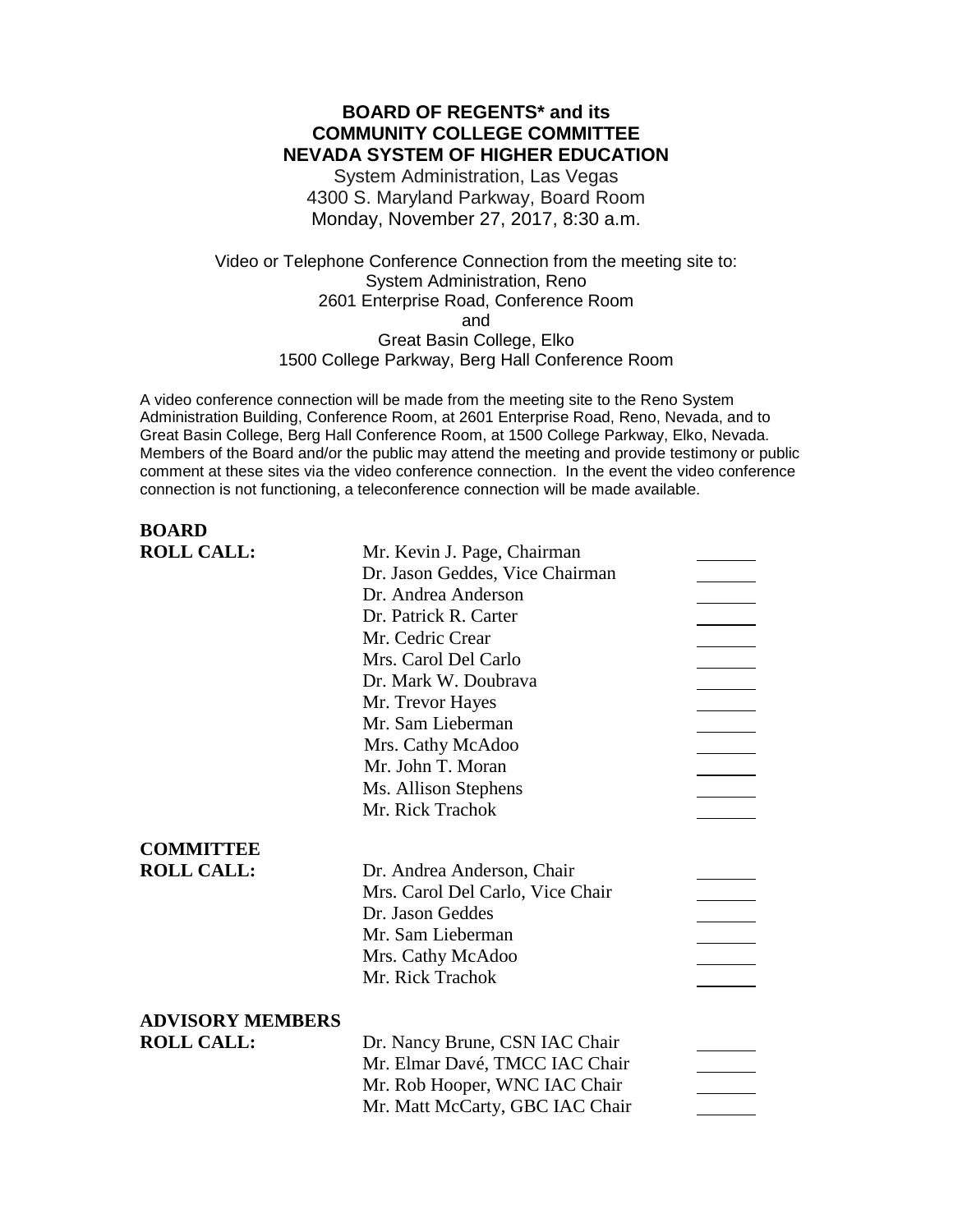# BOARD OF REGENTS* and its COMMUNITY COLLEGE COMMITTEE NEVADA SYSTEM OF HIGHER EDUCATION

System Administration, Las Vegas
4300 S. Maryland Parkway, Board Room
Monday, November 27, 2017, 8:30 a.m.

Video or Telephone Conference Connection from the meeting site to:
System Administration, Reno
2601 Enterprise Road, Conference Room
and
Great Basin College, Elko
1500 College Parkway, Berg Hall Conference Room

A video conference connection will be made from the meeting site to the Reno System Administration Building, Conference Room, at 2601 Enterprise Road, Reno, Nevada, and to Great Basin College, Berg Hall Conference Room, at 1500 College Parkway, Elko, Nevada. Members of the Board and/or the public may attend the meeting and provide testimony or public comment at these sites via the video conference connection. In the event the video conference connection is not functioning, a teleconference connection will be made available.

**BOARD ROLL CALL:**

| | |
|---|---|
| Mr. Kevin J. Page, Chairman | _______ |
| Dr. Jason Geddes, Vice Chairman | _______ |
| Dr. Andrea Anderson | _______ |
| Dr. Patrick R. Carter | _______ |
| Mr. Cedric Crear | _______ |
| Mrs. Carol Del Carlo | _______ |
| Dr. Mark W. Doubrava | _______ |
| Mr. Trevor Hayes | _______ |
| Mr. Sam Lieberman | _______ |
| Mrs. Cathy McAdoo | _______ |
| Mr. John T. Moran | _______ |
| Ms. Allison Stephens | _______ |
| Mr. Rick Trachok | _______ |

**COMMITTEE ROLL CALL:**

| | |
|---|---|
| Dr. Andrea Anderson, Chair | _______ |
| Mrs. Carol Del Carlo, Vice Chair | _______ |
| Dr. Jason Geddes | _______ |
| Mr. Sam Lieberman | _______ |
| Mrs. Cathy McAdoo | _______ |
| Mr. Rick Trachok | _______ |

**ADVISORY MEMBERS ROLL CALL:**

| | |
|---|---|
| Dr. Nancy Brune, CSN IAC Chair | _______ |
| Mr. Elmar Davé, TMCC IAC Chair | _______ |
| Mr. Rob Hooper, WNC IAC Chair | _______ |
| Mr. Matt McCarty, GBC IAC Chair | _______ |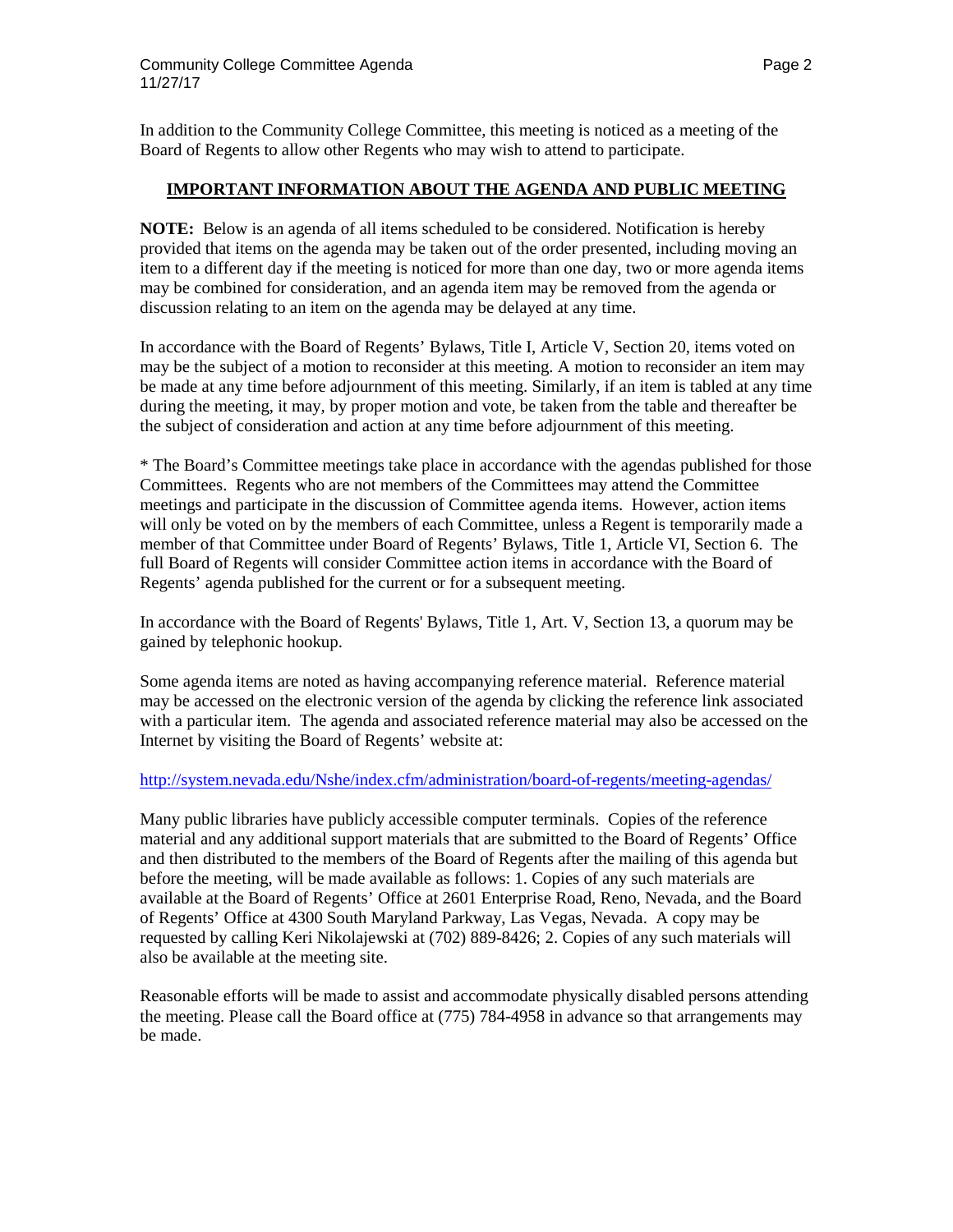In addition to the Community College Committee, this meeting is noticed as a meeting of the Board of Regents to allow other Regents who may wish to attend to participate.

## IMPORTANT INFORMATION ABOUT THE AGENDA AND PUBLIC MEETING

**NOTE:** Below is an agenda of all items scheduled to be considered. Notification is hereby provided that items on the agenda may be taken out of the order presented, including moving an item to a different day if the meeting is noticed for more than one day, two or more agenda items may be combined for consideration, and an agenda item may be removed from the agenda or discussion relating to an item on the agenda may be delayed at any time.

In accordance with the Board of Regents' Bylaws, Title I, Article V, Section 20, items voted on may be the subject of a motion to reconsider at this meeting. A motion to reconsider an item may be made at any time before adjournment of this meeting. Similarly, if an item is tabled at any time during the meeting, it may, by proper motion and vote, be taken from the table and thereafter be the subject of consideration and action at any time before adjournment of this meeting.

* The Board's Committee meetings take place in accordance with the agendas published for those Committees. Regents who are not members of the Committees may attend the Committee meetings and participate in the discussion of Committee agenda items. However, action items will only be voted on by the members of each Committee, unless a Regent is temporarily made a member of that Committee under Board of Regents' Bylaws, Title 1, Article VI, Section 6. The full Board of Regents will consider Committee action items in accordance with the Board of Regents' agenda published for the current or for a subsequent meeting.

In accordance with the Board of Regents' Bylaws, Title 1, Art. V, Section 13, a quorum may be gained by telephonic hookup.

Some agenda items are noted as having accompanying reference material. Reference material may be accessed on the electronic version of the agenda by clicking the reference link associated with a particular item. The agenda and associated reference material may also be accessed on the Internet by visiting the Board of Regents' website at:

http://system.nevada.edu/Nshe/index.cfm/administration/board-of-regents/meeting-agendas/

Many public libraries have publicly accessible computer terminals. Copies of the reference material and any additional support materials that are submitted to the Board of Regents' Office and then distributed to the members of the Board of Regents after the mailing of this agenda but before the meeting, will be made available as follows: 1. Copies of any such materials are available at the Board of Regents' Office at 2601 Enterprise Road, Reno, Nevada, and the Board of Regents' Office at 4300 South Maryland Parkway, Las Vegas, Nevada. A copy may be requested by calling Keri Nikolajewski at (702) 889-8426; 2. Copies of any such materials will also be available at the meeting site.

Reasonable efforts will be made to assist and accommodate physically disabled persons attending the meeting. Please call the Board office at (775) 784-4958 in advance so that arrangements may be made.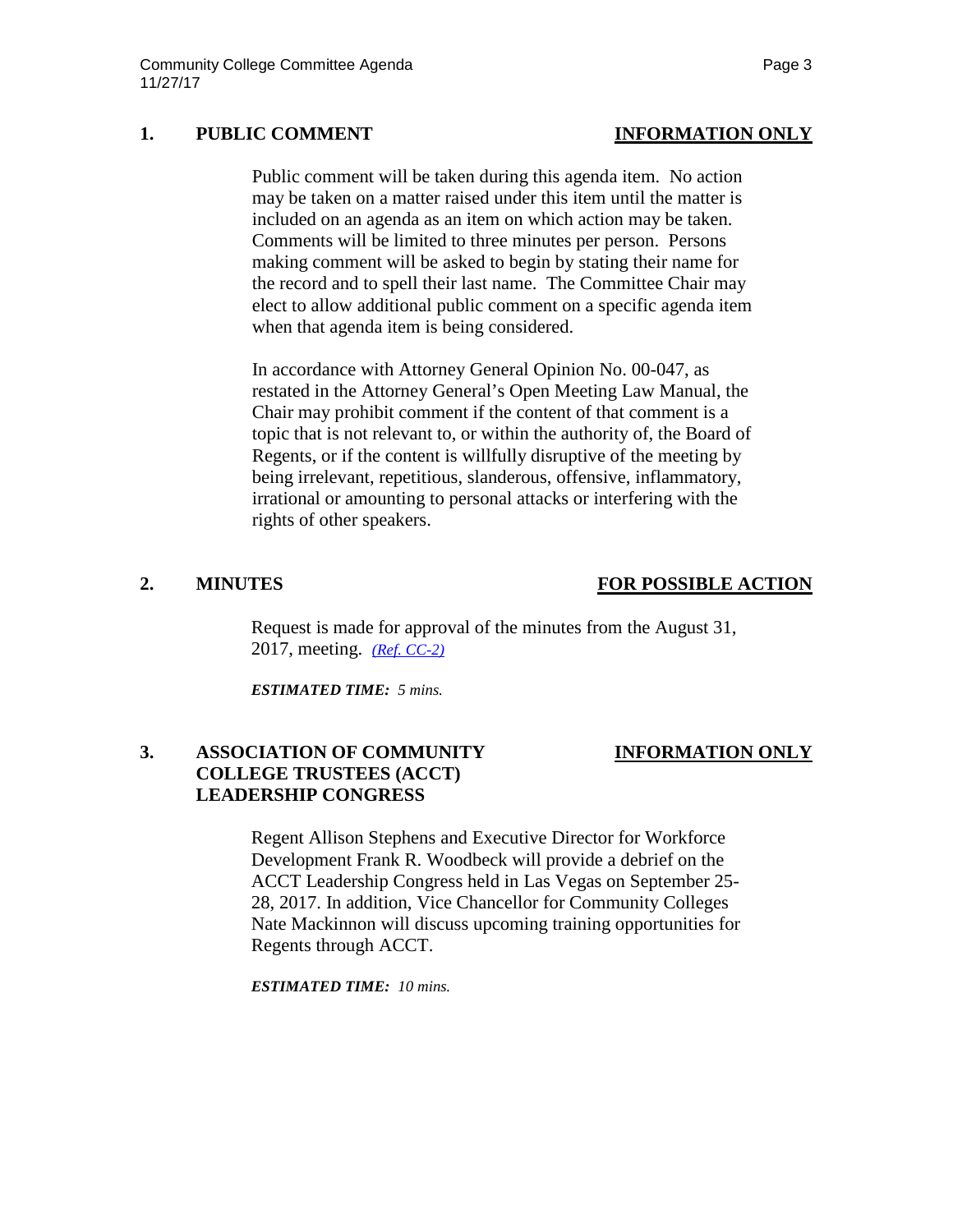## 1. PUBLIC COMMENT — INFORMATION ONLY

Public comment will be taken during this agenda item. No action may be taken on a matter raised under this item until the matter is included on an agenda as an item on which action may be taken. Comments will be limited to three minutes per person. Persons making comment will be asked to begin by stating their name for the record and to spell their last name. The Committee Chair may elect to allow additional public comment on a specific agenda item when that agenda item is being considered.

In accordance with Attorney General Opinion No. 00-047, as restated in the Attorney General's Open Meeting Law Manual, the Chair may prohibit comment if the content of that comment is a topic that is not relevant to, or within the authority of, the Board of Regents, or if the content is willfully disruptive of the meeting by being irrelevant, repetitious, slanderous, offensive, inflammatory, irrational or amounting to personal attacks or interfering with the rights of other speakers.

## 2. MINUTES — FOR POSSIBLE ACTION

Request is made for approval of the minutes from the August 31, 2017, meeting. *(Ref. CC-2)*

***ESTIMATED TIME:*** *5 mins.*

## 3. ASSOCIATION OF COMMUNITY COLLEGE TRUSTEES (ACCT) LEADERSHIP CONGRESS — INFORMATION ONLY

Regent Allison Stephens and Executive Director for Workforce Development Frank R. Woodbeck will provide a debrief on the ACCT Leadership Congress held in Las Vegas on September 25-28, 2017. In addition, Vice Chancellor for Community Colleges Nate Mackinnon will discuss upcoming training opportunities for Regents through ACCT.

***ESTIMATED TIME:*** *10 mins.*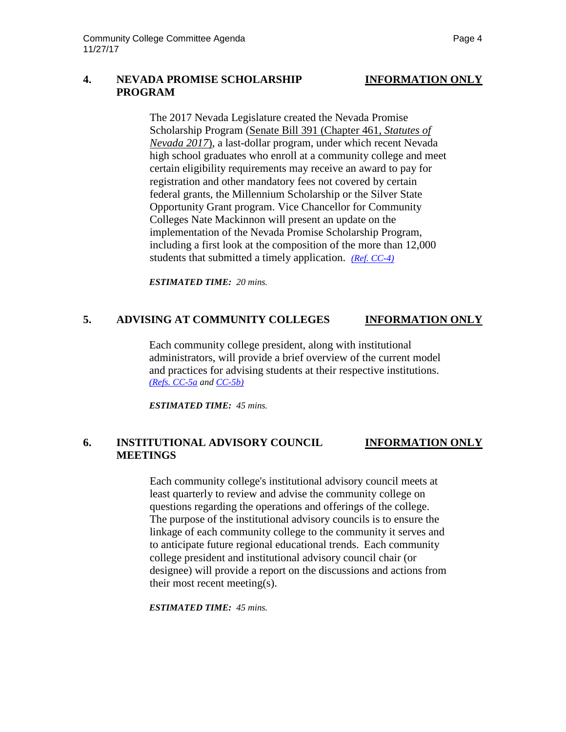## 4. NEVADA PROMISE SCHOLARSHIP PROGRAM — INFORMATION ONLY

The 2017 Nevada Legislature created the Nevada Promise Scholarship Program (Senate Bill 391 (Chapter 461, *Statutes of Nevada 2017*), a last-dollar program, under which recent Nevada high school graduates who enroll at a community college and meet certain eligibility requirements may receive an award to pay for registration and other mandatory fees not covered by certain federal grants, the Millennium Scholarship or the Silver State Opportunity Grant program. Vice Chancellor for Community Colleges Nate Mackinnon will present an update on the implementation of the Nevada Promise Scholarship Program, including a first look at the composition of the more than 12,000 students that submitted a timely application. *(Ref. CC-4)*

***ESTIMATED TIME:*** *20 mins.*

## 5. ADVISING AT COMMUNITY COLLEGES — INFORMATION ONLY

Each community college president, along with institutional administrators, will provide a brief overview of the current model and practices for advising students at their respective institutions. *(Refs. CC-5a and CC-5b)*

***ESTIMATED TIME:*** *45 mins.*

## 6. INSTITUTIONAL ADVISORY COUNCIL MEETINGS — INFORMATION ONLY

Each community college's institutional advisory council meets at least quarterly to review and advise the community college on questions regarding the operations and offerings of the college. The purpose of the institutional advisory councils is to ensure the linkage of each community college to the community it serves and to anticipate future regional educational trends. Each community college president and institutional advisory council chair (or designee) will provide a report on the discussions and actions from their most recent meeting(s).

***ESTIMATED TIME:*** *45 mins.*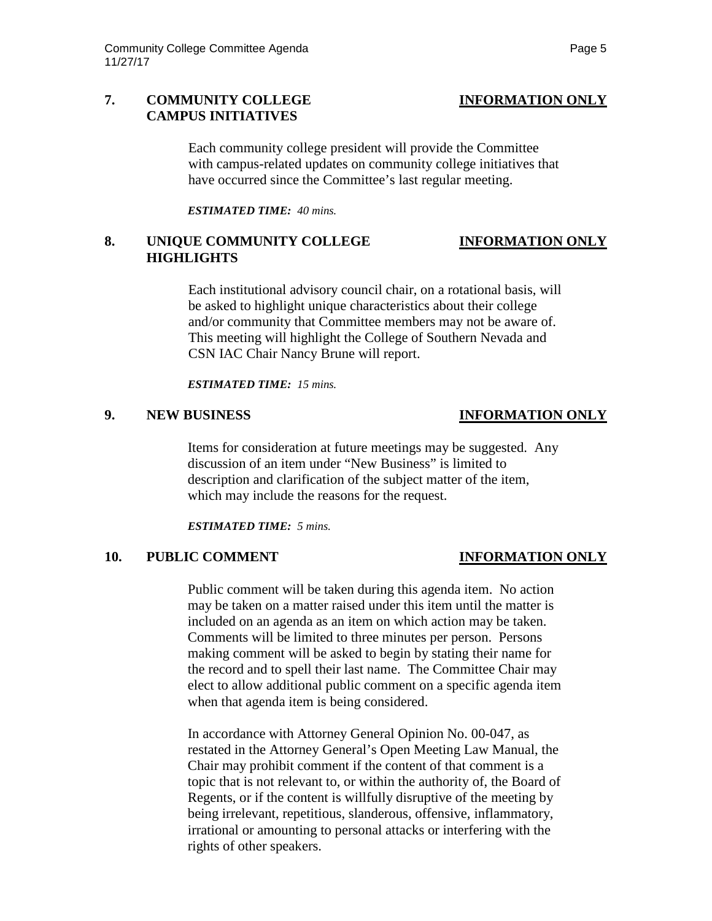## 7. COMMUNITY COLLEGE CAMPUS INITIATIVES

**INFORMATION ONLY**

Each community college president will provide the Committee with campus-related updates on community college initiatives that have occurred since the Committee's last regular meeting.

***ESTIMATED TIME:*** *40 mins.*

## 8. UNIQUE COMMUNITY COLLEGE HIGHLIGHTS

**INFORMATION ONLY**

Each institutional advisory council chair, on a rotational basis, will be asked to highlight unique characteristics about their college and/or community that Committee members may not be aware of. This meeting will highlight the College of Southern Nevada and CSN IAC Chair Nancy Brune will report.

***ESTIMATED TIME:*** *15 mins.*

## 9. NEW BUSINESS

**INFORMATION ONLY**

Items for consideration at future meetings may be suggested. Any discussion of an item under "New Business" is limited to description and clarification of the subject matter of the item, which may include the reasons for the request.

***ESTIMATED TIME:*** *5 mins.*

## 10. PUBLIC COMMENT

**INFORMATION ONLY**

Public comment will be taken during this agenda item. No action may be taken on a matter raised under this item until the matter is included on an agenda as an item on which action may be taken. Comments will be limited to three minutes per person. Persons making comment will be asked to begin by stating their name for the record and to spell their last name. The Committee Chair may elect to allow additional public comment on a specific agenda item when that agenda item is being considered.

In accordance with Attorney General Opinion No. 00-047, as restated in the Attorney General's Open Meeting Law Manual, the Chair may prohibit comment if the content of that comment is a topic that is not relevant to, or within the authority of, the Board of Regents, or if the content is willfully disruptive of the meeting by being irrelevant, repetitious, slanderous, offensive, inflammatory, irrational or amounting to personal attacks or interfering with the rights of other speakers.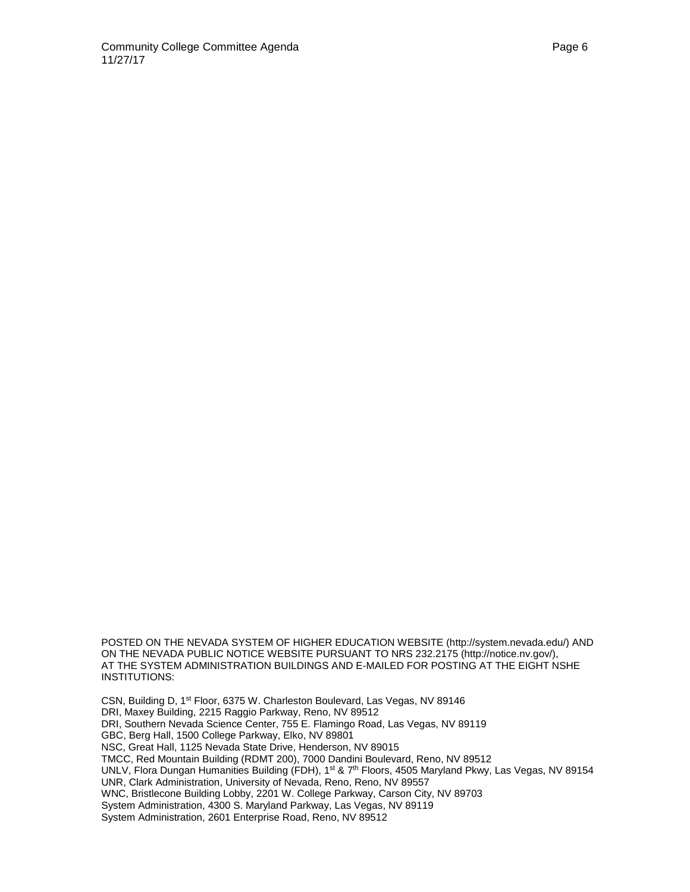POSTED ON THE NEVADA SYSTEM OF HIGHER EDUCATION WEBSITE (http://system.nevada.edu/) AND ON THE NEVADA PUBLIC NOTICE WEBSITE PURSUANT TO NRS 232.2175 (http://notice.nv.gov/), AT THE SYSTEM ADMINISTRATION BUILDINGS AND E-MAILED FOR POSTING AT THE EIGHT NSHE INSTITUTIONS:

CSN, Building D, 1st Floor, 6375 W. Charleston Boulevard, Las Vegas, NV 89146
DRI, Maxey Building, 2215 Raggio Parkway, Reno, NV 89512
DRI, Southern Nevada Science Center, 755 E. Flamingo Road, Las Vegas, NV 89119
GBC, Berg Hall, 1500 College Parkway, Elko, NV 89801
NSC, Great Hall, 1125 Nevada State Drive, Henderson, NV 89015
TMCC, Red Mountain Building (RDMT 200), 7000 Dandini Boulevard, Reno, NV 89512
UNLV, Flora Dungan Humanities Building (FDH), 1st & 7th Floors, 4505 Maryland Pkwy, Las Vegas, NV 89154
UNR, Clark Administration, University of Nevada, Reno, Reno, NV 89557
WNC, Bristlecone Building Lobby, 2201 W. College Parkway, Carson City, NV 89703
System Administration, 4300 S. Maryland Parkway, Las Vegas, NV 89119
System Administration, 2601 Enterprise Road, Reno, NV 89512